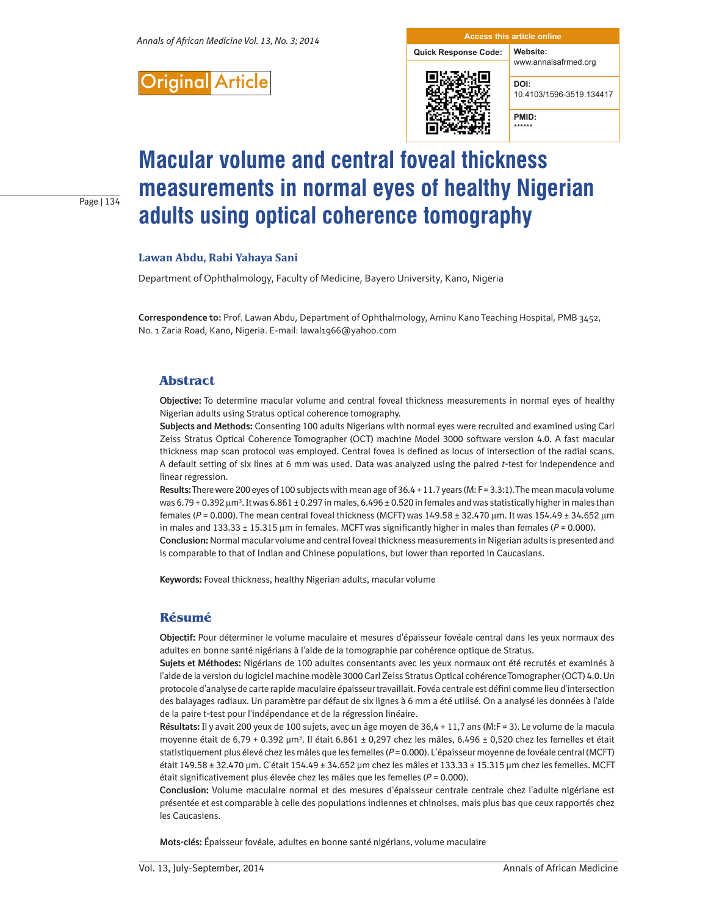Original Article

**Access this article online**

**Quick Response Code:**

**Website:** www.annalsafrmed.org

**DOI:** 10.4103/1596-3519.134417

**PMID:** ******

# Macular volume and central foveal thickness measurements in normal eyes of healthy Nigerian adults using optical coherence tomography

**Lawan Abdu, Rabi Yahaya Sani**

Department of Ophthalmology, Faculty of Medicine, Bayero University, Kano, Nigeria

**Correspondence to:** Prof. Lawan Abdu, Department of Ophthalmology, Aminu Kano Teaching Hospital, PMB 3452, No. 1 Zaria Road, Kano, Nigeria. E-mail: lawal1966@yahoo.com

## Abstract

**Objective:** To determine macular volume and central foveal thickness measurements in normal eyes of healthy Nigerian adults using Stratus optical coherence tomography.

**Subjects and Methods:** Consenting 100 adults Nigerians with normal eyes were recruited and examined using Carl Zeiss Stratus Optical Coherence Tomographer (OCT) machine Model 3000 software version 4.0. A fast macular thickness map scan protocol was employed. Central fovea is defined as locus of intersection of the radial scans. A default setting of six lines at 6 mm was used. Data was analyzed using the paired *t*-test for independence and linear regression.

**Results:** There were 200 eyes of 100 subjects with mean age of 36.4 + 11.7 years (M: F = 3.3:1). The mean macula volume was 6.79 + 0.392 μm³. It was 6.861 ± 0.297 in males, 6.496 ± 0.520 in females and was statistically higher in males than females ($P$ = 0.000). The mean central foveal thickness (MCFT) was 149.58 ± 32.470 μm. It was 154.49 ± 34.652 μm in males and 133.33 ± 15.315 μm in females. MCFT was significantly higher in males than females ($P$ = 0.000).

**Conclusion:** Normal macular volume and central foveal thickness measurements in Nigerian adults is presented and is comparable to that of Indian and Chinese populations, but lower than reported in Caucasians.

**Keywords:** Foveal thickness, healthy Nigerian adults, macular volume

## Résumé

**Objectif:** Pour déterminer le volume maculaire et mesures d'épaisseur fovéale central dans les yeux normaux des adultes en bonne santé nigérians à l'aide de la tomographie par cohérence optique de Stratus.

**Sujets et Méthodes:** Nigérians de 100 adultes consentants avec les yeux normaux ont été recrutés et examinés à l'aide de la version du logiciel machine modèle 3000 Carl Zeiss Stratus Optical cohérence Tomographer (OCT) 4.0. Un protocole d'analyse de carte rapide maculaire épaisseur travaillait. Fovéa centrale est défini comme lieu d'intersection des balayages radiaux. Un paramètre par défaut de six lignes à 6 mm a été utilisé. On a analysé les données à l'aide de la paire t-test pour l'indépendance et de la régression linéaire.

**Résultats:** Il y avait 200 yeux de 100 sujets, avec un âge moyen de 36,4 + 11,7 ans (M:F = 3). Le volume de la macula moyenne était de 6,79 + 0.392 μm³. Il était 6.861 ± 0,297 chez les mâles, 6.496 ± 0,520 chez les femelles et était statistiquement plus élevé chez les mâles que les femelles ($P$ = 0.000). L'épaisseur moyenne de fovéale central (MCFT) était 149.58 ± 32.470 μm. C'était 154.49 ± 34.652 μm chez les mâles et 133.33 ± 15.315 μm chez les femelles. MCFT était significativement plus élevée chez les mâles que les femelles ($P$ = 0.000).

**Conclusion:** Volume maculaire normal et des mesures d'épaisseur centrale centrale chez l'adulte nigériane est présentée et est comparable à celle des populations indiennes et chinoises, mais plus bas que ceux rapportés chez les Caucasiens.

**Mots-clés:** Épaisseur fovéale, adultes en bonne santé nigérians, volume maculaire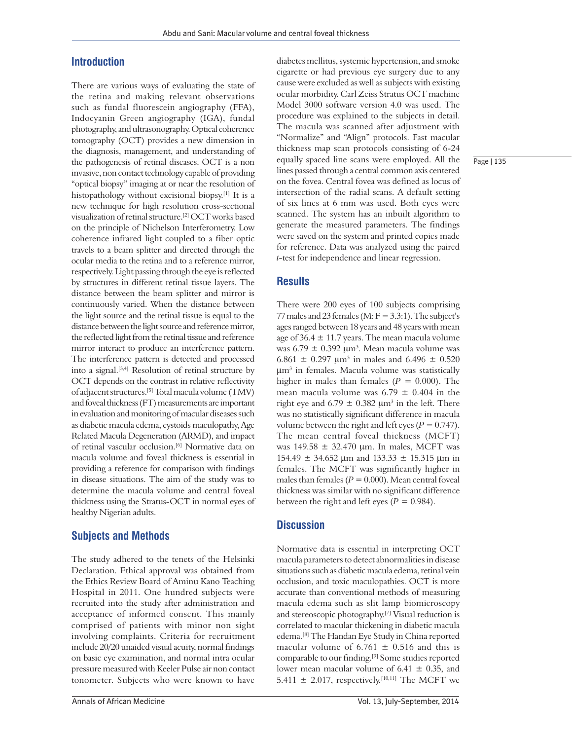## Introduction

There are various ways of evaluating the state of the retina and making relevant observations such as fundal fluorescein angiography (FFA), Indocyanin Green angiography (IGA), fundal photography, and ultrasonography. Optical coherence tomography (OCT) provides a new dimension in the diagnosis, management, and understanding of the pathogenesis of retinal diseases. OCT is a non invasive, non contact technology capable of providing "optical biopsy" imaging at or near the resolution of histopathology without excisional biopsy.[1] It is a new technique for high resolution cross-sectional visualization of retinal structure.[2] OCT works based on the principle of Nichelson Interferometry. Low coherence infrared light coupled to a fiber optic travels to a beam splitter and directed through the ocular media to the retina and to a reference mirror, respectively. Light passing through the eye is reflected by structures in different retinal tissue layers. The distance between the beam splitter and mirror is continuously varied. When the distance between the light source and the retinal tissue is equal to the distance between the light source and reference mirror, the reflected light from the retinal tissue and reference mirror interact to produce an interference pattern. The interference pattern is detected and processed into a signal.[3,4] Resolution of retinal structure by OCT depends on the contrast in relative reflectivity of adjacent structures.[5] Total macula volume (TMV) and foveal thickness (FT) measurements are important in evaluation and monitoring of macular diseases such as diabetic macula edema, cystoids maculopathy, Age Related Macula Degeneration (ARMD), and impact of retinal vascular occlusion.[6] Normative data on macula volume and foveal thickness is essential in providing a reference for comparison with findings in disease situations. The aim of the study was to determine the macula volume and central foveal thickness using the Stratus-OCT in normal eyes of healthy Nigerian adults.

## Subjects and Methods

The study adhered to the tenets of the Helsinki Declaration. Ethical approval was obtained from the Ethics Review Board of Aminu Kano Teaching Hospital in 2011. One hundred subjects were recruited into the study after administration and acceptance of informed consent. This mainly comprised of patients with minor non sight involving complaints. Criteria for recruitment include 20/20 unaided visual acuity, normal findings on basic eye examination, and normal intra ocular pressure measured with Keeler Pulse air non contact tonometer. Subjects who were known to have diabetes mellitus, systemic hypertension, and smoke cigarette or had previous eye surgery due to any cause were excluded as well as subjects with existing ocular morbidity. Carl Zeiss Stratus OCT machine Model 3000 software version 4.0 was used. The procedure was explained to the subjects in detail. The macula was scanned after adjustment with "Normalize" and "Align" protocols. Fast macular thickness map scan protocols consisting of 6-24 equally spaced line scans were employed. All the lines passed through a central common axis centered on the fovea. Central fovea was defined as locus of intersection of the radial scans. A default setting of six lines at 6 mm was used. Both eyes were scanned. The system has an inbuilt algorithm to generate the measured parameters. The findings were saved on the system and printed copies made for reference. Data was analyzed using the paired *t*-test for independence and linear regression.

## Results

There were 200 eyes of 100 subjects comprising 77 males and 23 females (M: F = 3.3:1). The subject's ages ranged between 18 years and 48 years with mean age of 36.4 ± 11.7 years. The mean macula volume was 6.79 ± 0.392 μm$^3$. Mean macula volume was 6.861 ± 0.297 μm$^3$ in males and 6.496 ± 0.520 μm$^3$ in females. Macula volume was statistically higher in males than females ($P$ = 0.000). The mean macula volume was 6.79 ± 0.404 in the right eye and 6.79 ± 0.382 μm$^3$ in the left. There was no statistically significant difference in macula volume between the right and left eyes ($P$ = 0.747). The mean central foveal thickness (MCFT) was 149.58 ± 32.470 μm. In males, MCFT was 154.49 ± 34.652 μm and 133.33 ± 15.315 μm in females. The MCFT was significantly higher in males than females ($P$ = 0.000). Mean central foveal thickness was similar with no significant difference between the right and left eyes ($P$ = 0.984).

## Discussion

Normative data is essential in interpreting OCT macula parameters to detect abnormalities in disease situations such as diabetic macula edema, retinal vein occlusion, and toxic maculopathies. OCT is more accurate than conventional methods of measuring macula edema such as slit lamp biomicroscopy and stereoscopic photography.[7] Visual reduction is correlated to macular thickening in diabetic macula edema.[8] The Handan Eye Study in China reported macular volume of 6.761 ± 0.516 and this is comparable to our finding.[9] Some studies reported lower mean macular volume of 6.41 ± 0.35, and 5.411 ± 2.017, respectively.[10,11] The MCFT we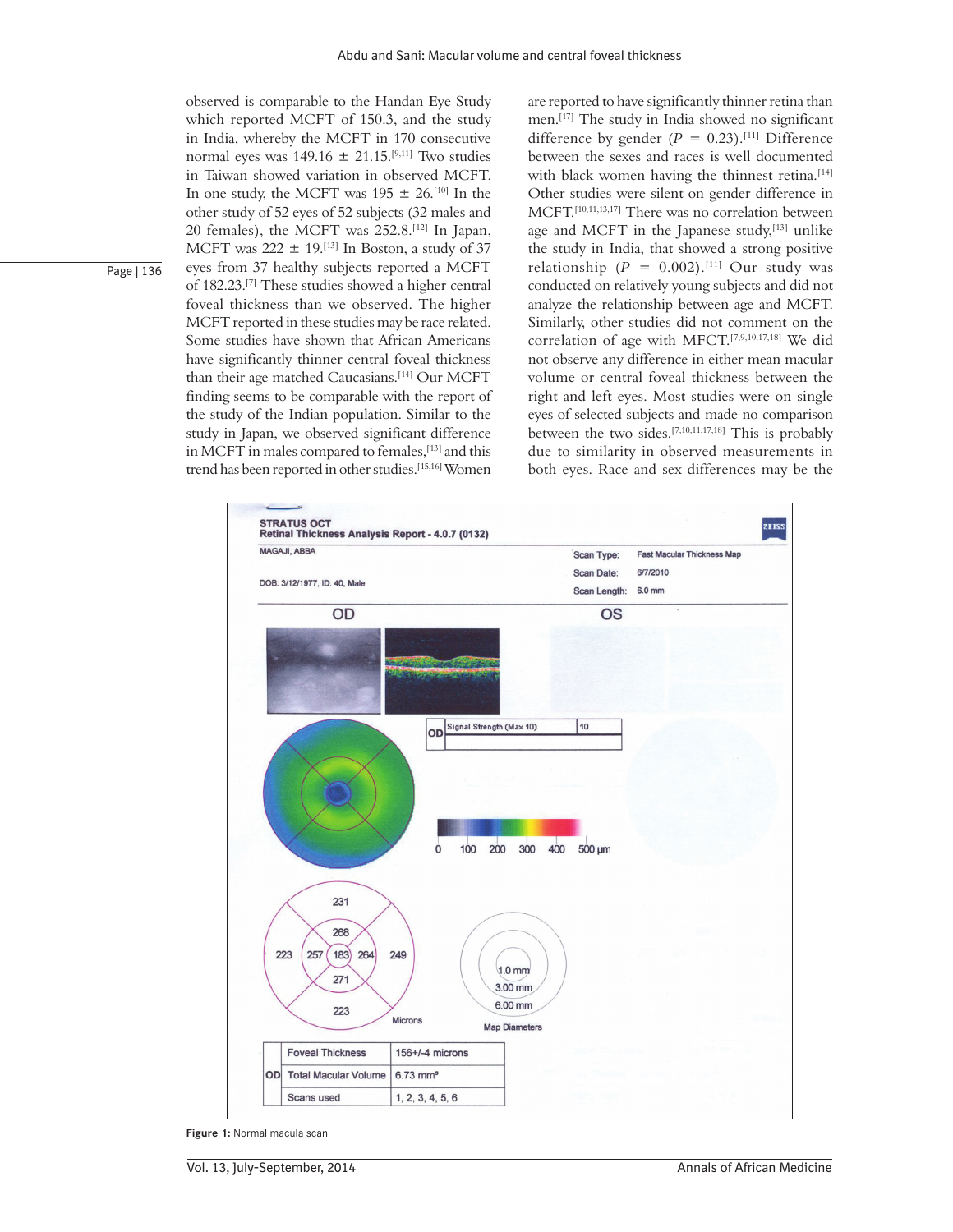observed is comparable to the Handan Eye Study which reported MCFT of 150.3, and the study in India, whereby the MCFT in 170 consecutive normal eyes was 149.16 ± 21.15.[9,11] Two studies in Taiwan showed variation in observed MCFT. In one study, the MCFT was 195 ± 26.[10] In the other study of 52 eyes of 52 subjects (32 males and 20 females), the MCFT was 252.8.[12] In Japan, MCFT was 222 ± 19.[13] In Boston, a study of 37 eyes from 37 healthy subjects reported a MCFT of 182.23.[7] These studies showed a higher central foveal thickness than we observed. The higher MCFT reported in these studies may be race related. Some studies have shown that African Americans have significantly thinner central foveal thickness than their age matched Caucasians.[14] Our MCFT finding seems to be comparable with the report of the study of the Indian population. Similar to the study in Japan, we observed significant difference in MCFT in males compared to females,[13] and this trend has been reported in other studies.[15,16] Women are reported to have significantly thinner retina than men.[17] The study in India showed no significant difference by gender ($P = 0.23$).[11] Difference between the sexes and races is well documented with black women having the thinnest retina.[14] Other studies were silent on gender difference in MCFT.[10,11,13,17] There was no correlation between age and MCFT in the Japanese study,[13] unlike the study in India, that showed a strong positive relationship ($P = 0.002$).[11] Our study was conducted on relatively young subjects and did not analyze the relationship between age and MCFT. Similarly, other studies did not comment on the correlation of age with MFCT.[7,9,10,17,18] We did not observe any difference in either mean macular volume or central foveal thickness between the right and left eyes. Most studies were on single eyes of selected subjects and made no comparison between the two sides.[7,10,11,17,18] This is probably due to similarity in observed measurements in both eyes. Race and sex differences may be the

STRATUS OCT
Retinal Thickness Analysis Report - 4.0.7 (0132)

MAGAJI, ABBA
DOB: 3/12/1977, ID: 40, Male

Scan Type: Fast Macular Thickness Map
Scan Date: 6/7/2010
Scan Length: 6.0 mm

OD | OS

| OD | Signal Strength (Max 10) | 10 |
|---|---|---|

0 100 200 300 400 500 μm

231, 268, 223, 257, 183, 264, 249, 271, 223 — Microns

1.0 mm, 3.00 mm, 6.00 mm — Map Diameters

| | | |
|---|---|---|
| OD | Foveal Thickness | 156+/-4 microns |
| | Total Macular Volume | 6.73 mm³ |
| | Scans used | 1, 2, 3, 4, 5, 6 |

**Figure 1:** Normal macula scan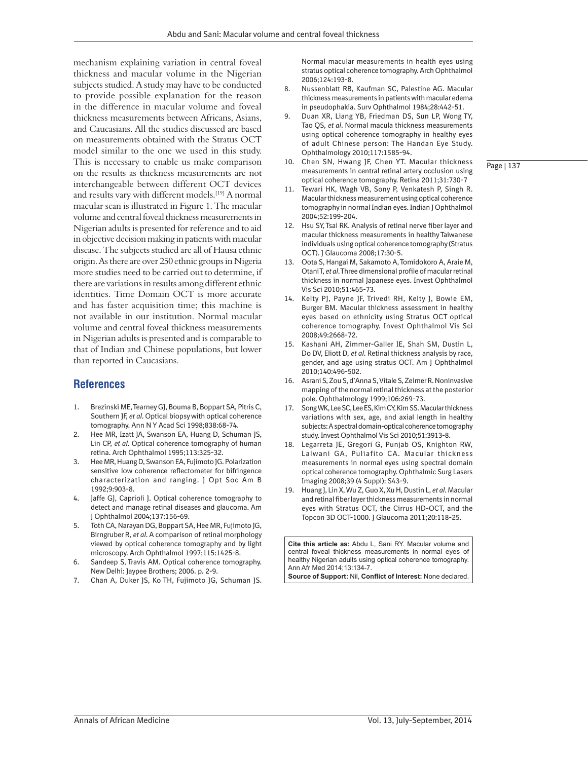mechanism explaining variation in central foveal thickness and macular volume in the Nigerian subjects studied. A study may have to be conducted to provide possible explanation for the reason in the difference in macular volume and foveal thickness measurements between Africans, Asians, and Caucasians. All the studies discussed are based on measurements obtained with the Stratus OCT model similar to the one we used in this study. This is necessary to enable us make comparison on the results as thickness measurements are not interchangeable between different OCT devices and results vary with different models.[19] A normal macular scan is illustrated in Figure 1. The macular volume and central foveal thickness measurements in Nigerian adults is presented for reference and to aid in objective decision making in patients with macular disease. The subjects studied are all of Hausa ethnic origin. As there are over 250 ethnic groups in Nigeria more studies need to be carried out to determine, if there are variations in results among different ethnic identities. Time Domain OCT is more accurate and has faster acquisition time; this machine is not available in our institution. Normal macular volume and central foveal thickness measurements in Nigerian adults is presented and is comparable to that of Indian and Chinese populations, but lower than reported in Caucasians.

## References

1. Brezinski ME, Tearney GJ, Bouma B, Boppart SA, Pitris C, Southern JF, *et al*. Optical biopsy with optical coherence tomography. Ann N Y Acad Sci 1998;838:68-74.
2. Hee MR, Izatt JA, Swanson EA, Huang D, Schuman JS, Lin CP, *et al*. Optical coherence tomography of human retina. Arch Ophthalmol 1995;113:325-32.
3. Hee MR, Huang D, Swanson EA, Fujimoto JG. Polarization sensitive low coherence reflectometer for bifringence characterization and ranging. J Opt Soc Am B 1992;9:903-8.
4. Jaffe GJ, Caprioli J. Optical coherence tomography to detect and manage retinal diseases and glaucoma. Am J Ophthalmol 2004;137:156-69.
5. Toth CA, Narayan DG, Boppart SA, Hee MR, Fujimoto JG, Birngruber R, *et al*. A comparison of retinal morphology viewed by optical coherence tomography and by light microscopy. Arch Ophthalmol 1997;115:1425-8.
6. Sandeep S, Travis AM. Optical coherence tomography. New Delhi: Jaypee Brothers; 2006. p. 2-9.
7. Chan A, Duker JS, Ko TH, Fujimoto JG, Schuman JS. Normal macular measurements in health eyes using stratus optical coherence tomography. Arch Ophthalmol 2006;124:193-8.
8. Nussenblatt RB, Kaufman SC, Palestine AG. Macular thickness measurements in patients with macular edema in pseudophakia. Surv Ophthalmol 1984;28:442-51.
9. Duan XR, Liang YB, Friedman DS, Sun LP, Wong TY, Tao QS, *et al*. Normal macula thickness measurements using optical coherence tomography in healthy eyes of adult Chinese person: The Handan Eye Study. Ophthalmology 2010;117:1585-94.
10. Chen SN, Hwang JF, Chen YT. Macular thickness measurements in central retinal artery occlusion using optical coherence tomography. Retina 2011;31:730-7
11. Tewari HK, Wagh VB, Sony P, Venkatesh P, Singh R. Macular thickness measurement using optical coherence tomography in normal Indian eyes. Indian J Ophthalmol 2004;52:199-204.
12. Hsu SY, Tsai RK. Analysis of retinal nerve fiber layer and macular thickness measurements in healthy Taiwanese individuals using optical coherence tomography (Stratus OCT). J Glaucoma 2008;17:30-5.
13. Oota S, Hangai M, Sakamoto A, Tomidokoro A, Araie M, Otani T, *et al*. Three dimensional profile of macular retinal thickness in normal Japanese eyes. Invest Ophthalmol Vis Sci 2010;51:465-73.
14. Kelty PJ, Payne JF, Trivedi RH, Kelty J, Bowie EM, Burger BM. Macular thickness assessment in healthy eyes based on ethnicity using Stratus OCT optical coherence tomography. Invest Ophthalmol Vis Sci 2008;49:2668-72.
15. Kashani AH, Zimmer-Galler IE, Shah SM, Dustin L, Do DV, Eliott D, *et al*. Retinal thickness analysis by race, gender, and age using stratus OCT. Am J Ophthalmol 2010;140:496-502.
16. Asrani S, Zou S, d'Anna S, Vitale S, Zeimer R. Noninvasive mapping of the normal retinal thickness at the posterior pole. Ophthalmology 1999;106:269-73.
17. Song WK, Lee SC, Lee ES, Kim CY, Kim SS. Macular thickness variations with sex, age, and axial length in healthy subjects: A spectral domain-optical coherence tomography study. Invest Ophthalmol Vis Sci 2010;51:3913-8.
18. Legarreta JE, Gregori G, Punjab OS, Knighton RW, Lalwani GA, Puliafito CA. Macular thickness measurements in normal eyes using spectral domain optical coherence tomography. Ophthalmic Surg Lasers Imaging 2008;39 (4 Suppl): S43-9.
19. Huang J, Lin X, Wu Z, Guo X, Xu H, Dustin L, *et al*. Macular and retinal fiber layer thickness measurements in normal eyes with Stratus OCT, the Cirrus HD-OCT, and the Topcon 3D OCT-1000. J Glaucoma 2011;20:118-25.

**Cite this article as:** Abdu L, Sani RY. Macular volume and central foveal thickness measurements in normal eyes of healthy Nigerian adults using optical coherence tomography. Ann Afr Med 2014;13:134-7.
**Source of Support:** Nil, **Conflict of Interest:** None declared.